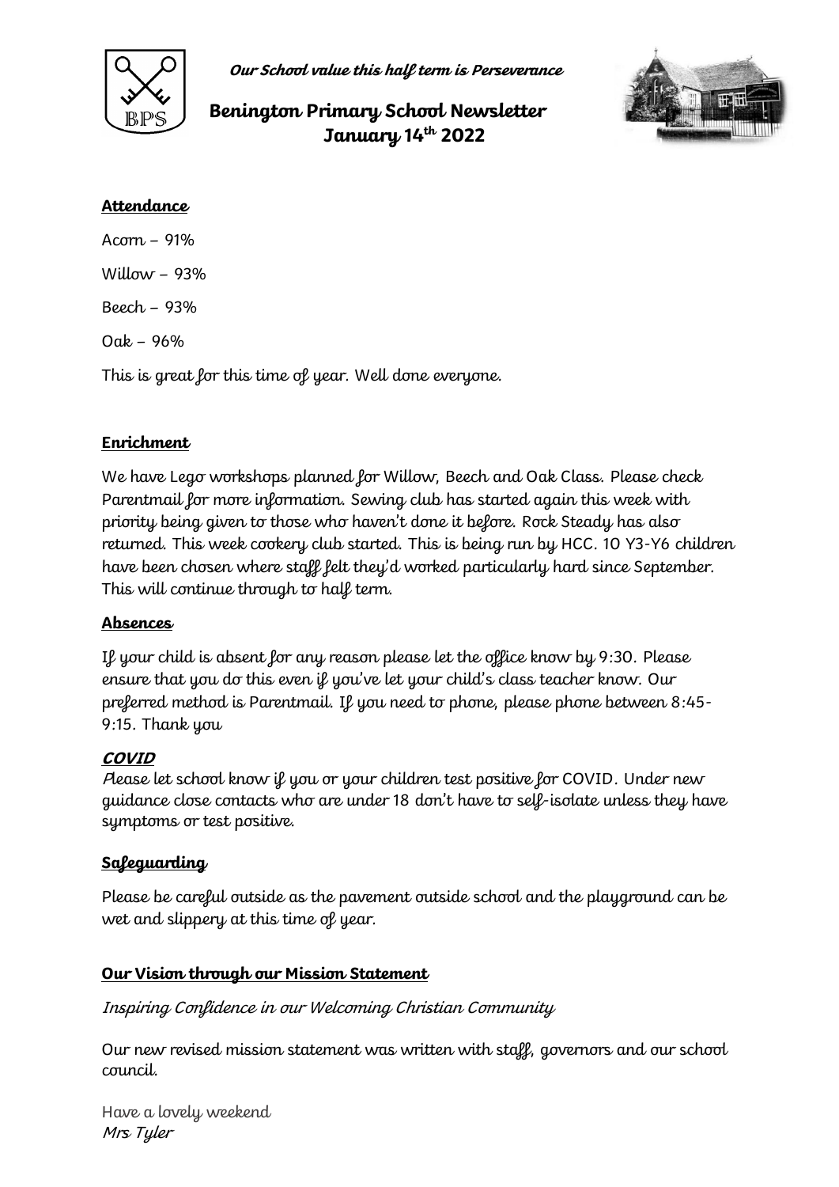*Our School value this half term is Perseverance*

# Benington Primary School Newsletter
# January 14th 2022

**Attendance**

Acorn – 91%

Willow – 93%

Beech – 93%

Oak – 96%

This is great for this time of year. Well done everyone.

**Enrichment**

We have Lego workshops planned for Willow, Beech and Oak Class. Please check Parentmail for more information. Sewing club has started again this week with priority being given to those who haven't done it before. Rock Steady has also returned. This week cookery club started. This is being run by HCC. 10 Y3-Y6 children have been chosen where staff felt they'd worked particularly hard since September. This will continue through to half term.

**Absences**

If your child is absent for any reason please let the office know by 9:30. Please ensure that you do this even if you've let your child's class teacher know. Our preferred method is Parentmail. If you need to phone, please phone between 8:45-9:15. Thank you

**COVID**

Please let school know if you or your children test positive for COVID. Under new guidance close contacts who are under 18 don't have to self-isolate unless they have symptoms or test positive.

**Safeguarding**

Please be careful outside as the pavement outside school and the playground can be wet and slippery at this time of year.

**Our Vision through our Mission Statement**

*Inspiring Confidence in our Welcoming Christian Community*

Our new revised mission statement was written with staff, governors and our school council.

Have a lovely weekend
*Mrs Tyler*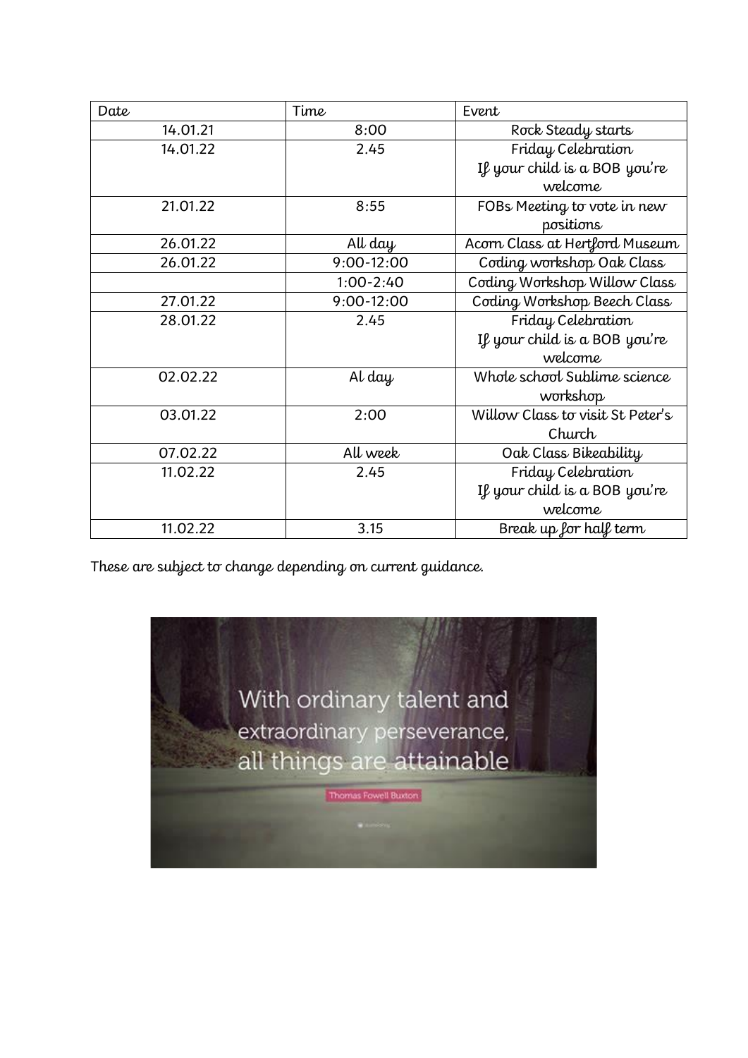| Date | Time | Event |
|---|---|---|
| 14.01.21 | 8:00 | Rock Steady starts |
| 14.01.22 | 2.45 | Friday Celebration If your child is a BOB you're welcome |
| 21.01.22 | 8:55 | FOBs Meeting to vote in new positions |
| 26.01.22 | All day | Acorn Class at Hertford Museum |
| 26.01.22 | 9:00-12:00 | Coding workshop Oak Class |
| | 1:00-2:40 | Coding Workshop Willow Class |
| 27.01.22 | 9:00-12:00 | Coding Workshop Beech Class |
| 28.01.22 | 2.45 | Friday Celebration If your child is a BOB you're welcome |
| 02.02.22 | Al day | Whole school Sublime science workshop |
| 03.01.22 | 2:00 | Willow Class to visit St Peter's Church |
| 07.02.22 | All week | Oak Class Bikeability |
| 11.02.22 | 2.45 | Friday Celebration If your child is a BOB you're welcome |
| 11.02.22 | 3.15 | Break up for half term |

These are subject to change depending on current guidance.

With ordinary talent and extraordinary perseverance, all things are attainable

Thomas Fowell Buxton